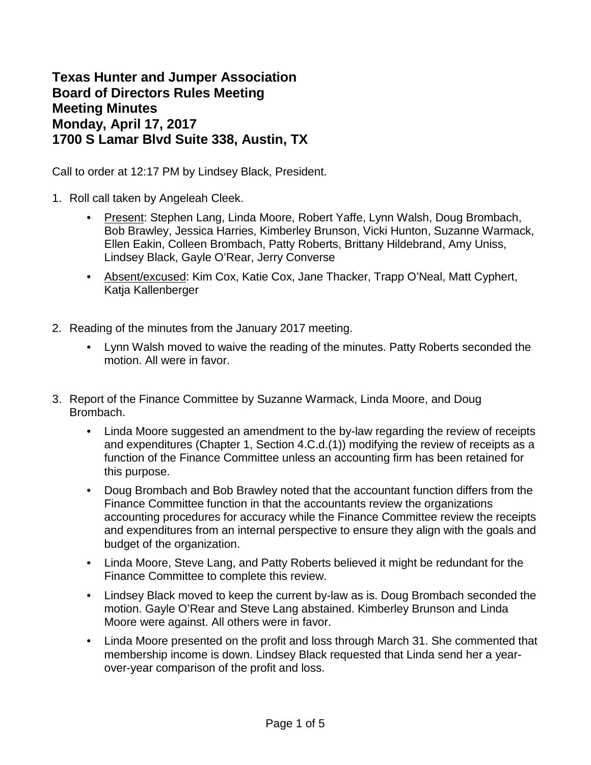# Texas Hunter and Jumper Association
# Board of Directors Rules Meeting
# Meeting Minutes
# Monday, April 17, 2017
# 1700 S Lamar Blvd Suite 338, Austin, TX

Call to order at 12:17 PM by Lindsey Black, President.

1. Roll call taken by Angeleah Cleek.
   - Present: Stephen Lang, Linda Moore, Robert Yaffe, Lynn Walsh, Doug Brombach, Bob Brawley, Jessica Harries, Kimberley Brunson, Vicki Hunton, Suzanne Warmack, Ellen Eakin, Colleen Brombach, Patty Roberts, Brittany Hildebrand, Amy Uniss, Lindsey Black, Gayle O'Rear, Jerry Converse
   - Absent/excused: Kim Cox, Katie Cox, Jane Thacker, Trapp O'Neal, Matt Cyphert, Katja Kallenberger

2. Reading of the minutes from the January 2017 meeting.
   - Lynn Walsh moved to waive the reading of the minutes. Patty Roberts seconded the motion. All were in favor.

3. Report of the Finance Committee by Suzanne Warmack, Linda Moore, and Doug Brombach.
   - Linda Moore suggested an amendment to the by-law regarding the review of receipts and expenditures (Chapter 1, Section 4.C.d.(1)) modifying the review of receipts as a function of the Finance Committee unless an accounting firm has been retained for this purpose.
   - Doug Brombach and Bob Brawley noted that the accountant function differs from the Finance Committee function in that the accountants review the organizations accounting procedures for accuracy while the Finance Committee review the receipts and expenditures from an internal perspective to ensure they align with the goals and budget of the organization.
   - Linda Moore, Steve Lang, and Patty Roberts believed it might be redundant for the Finance Committee to complete this review.
   - Lindsey Black moved to keep the current by-law as is. Doug Brombach seconded the motion. Gayle O'Rear and Steve Lang abstained. Kimberley Brunson and Linda Moore were against. All others were in favor.
   - Linda Moore presented on the profit and loss through March 31. She commented that membership income is down. Lindsey Black requested that Linda send her a year-over-year comparison of the profit and loss.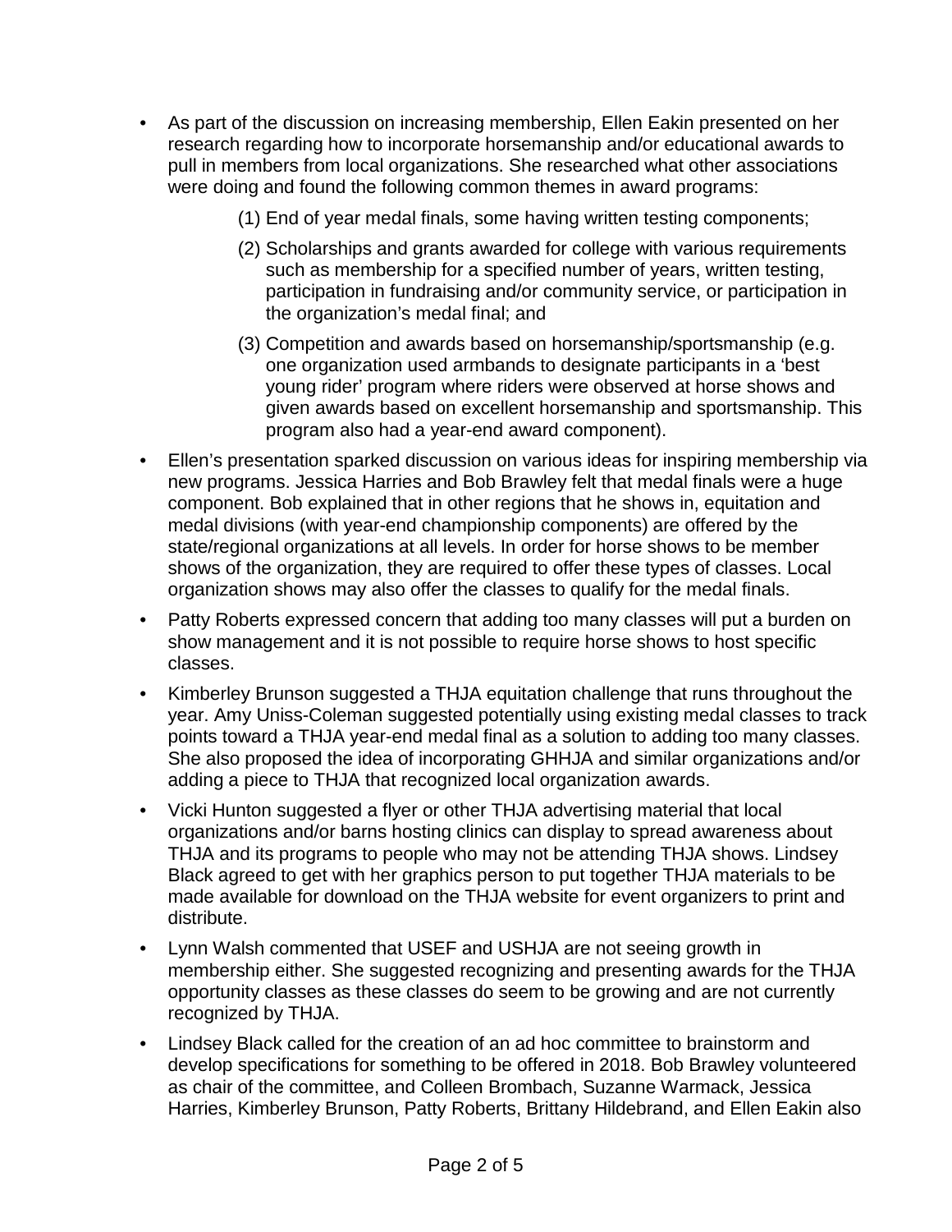- As part of the discussion on increasing membership, Ellen Eakin presented on her research regarding how to incorporate horsemanship and/or educational awards to pull in members from local organizations. She researched what other associations were doing and found the following common themes in award programs:

  (1) End of year medal finals, some having written testing components;

  (2) Scholarships and grants awarded for college with various requirements such as membership for a specified number of years, written testing, participation in fundraising and/or community service, or participation in the organization's medal final; and

  (3) Competition and awards based on horsemanship/sportsmanship (e.g. one organization used armbands to designate participants in a 'best young rider' program where riders were observed at horse shows and given awards based on excellent horsemanship and sportsmanship. This program also had a year-end award component).

- Ellen's presentation sparked discussion on various ideas for inspiring membership via new programs. Jessica Harries and Bob Brawley felt that medal finals were a huge component. Bob explained that in other regions that he shows in, equitation and medal divisions (with year-end championship components) are offered by the state/regional organizations at all levels. In order for horse shows to be member shows of the organization, they are required to offer these types of classes. Local organization shows may also offer the classes to qualify for the medal finals.
- Patty Roberts expressed concern that adding too many classes will put a burden on show management and it is not possible to require horse shows to host specific classes.
- Kimberley Brunson suggested a THJA equitation challenge that runs throughout the year. Amy Uniss-Coleman suggested potentially using existing medal classes to track points toward a THJA year-end medal final as a solution to adding too many classes. She also proposed the idea of incorporating GHHJA and similar organizations and/or adding a piece to THJA that recognized local organization awards.
- Vicki Hunton suggested a flyer or other THJA advertising material that local organizations and/or barns hosting clinics can display to spread awareness about THJA and its programs to people who may not be attending THJA shows. Lindsey Black agreed to get with her graphics person to put together THJA materials to be made available for download on the THJA website for event organizers to print and distribute.
- Lynn Walsh commented that USEF and USHJA are not seeing growth in membership either. She suggested recognizing and presenting awards for the THJA opportunity classes as these classes do seem to be growing and are not currently recognized by THJA.
- Lindsey Black called for the creation of an ad hoc committee to brainstorm and develop specifications for something to be offered in 2018. Bob Brawley volunteered as chair of the committee, and Colleen Brombach, Suzanne Warmack, Jessica Harries, Kimberley Brunson, Patty Roberts, Brittany Hildebrand, and Ellen Eakin also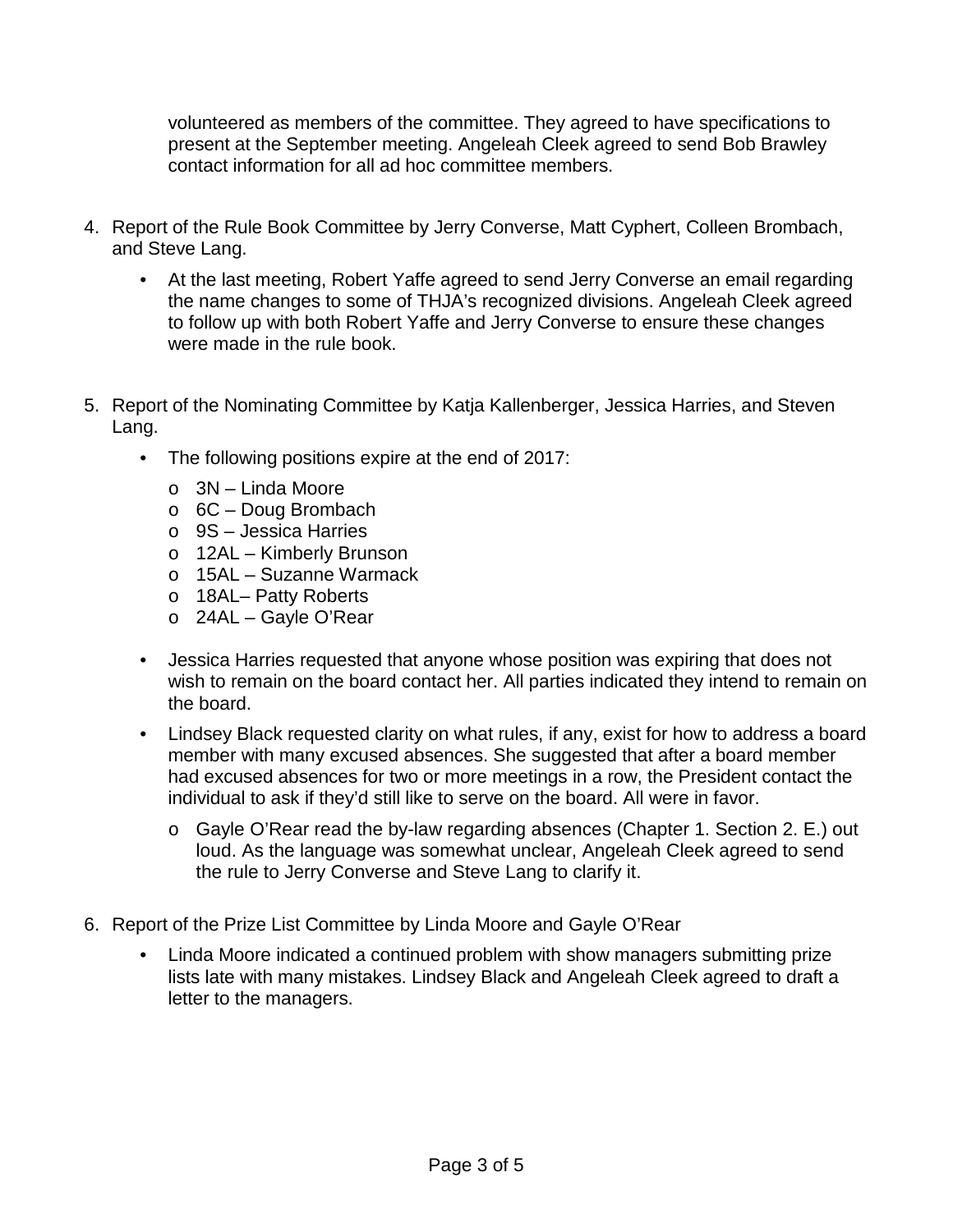volunteered as members of the committee. They agreed to have specifications to present at the September meeting. Angeleah Cleek agreed to send Bob Brawley contact information for all ad hoc committee members.

4. Report of the Rule Book Committee by Jerry Converse, Matt Cyphert, Colleen Brombach, and Steve Lang.

   - At the last meeting, Robert Yaffe agreed to send Jerry Converse an email regarding the name changes to some of THJA's recognized divisions. Angeleah Cleek agreed to follow up with both Robert Yaffe and Jerry Converse to ensure these changes were made in the rule book.

5. Report of the Nominating Committee by Katja Kallenberger, Jessica Harries, and Steven Lang.

   - The following positions expire at the end of 2017:
     - 3N – Linda Moore
     - 6C – Doug Brombach
     - 9S – Jessica Harries
     - 12AL – Kimberly Brunson
     - 15AL – Suzanne Warmack
     - 18AL– Patty Roberts
     - 24AL – Gayle O'Rear
   - Jessica Harries requested that anyone whose position was expiring that does not wish to remain on the board contact her. All parties indicated they intend to remain on the board.
   - Lindsey Black requested clarity on what rules, if any, exist for how to address a board member with many excused absences. She suggested that after a board member had excused absences for two or more meetings in a row, the President contact the individual to ask if they'd still like to serve on the board. All were in favor.
     - Gayle O'Rear read the by-law regarding absences (Chapter 1. Section 2. E.) out loud. As the language was somewhat unclear, Angeleah Cleek agreed to send the rule to Jerry Converse and Steve Lang to clarify it.

6. Report of the Prize List Committee by Linda Moore and Gayle O'Rear

   - Linda Moore indicated a continued problem with show managers submitting prize lists late with many mistakes. Lindsey Black and Angeleah Cleek agreed to draft a letter to the managers.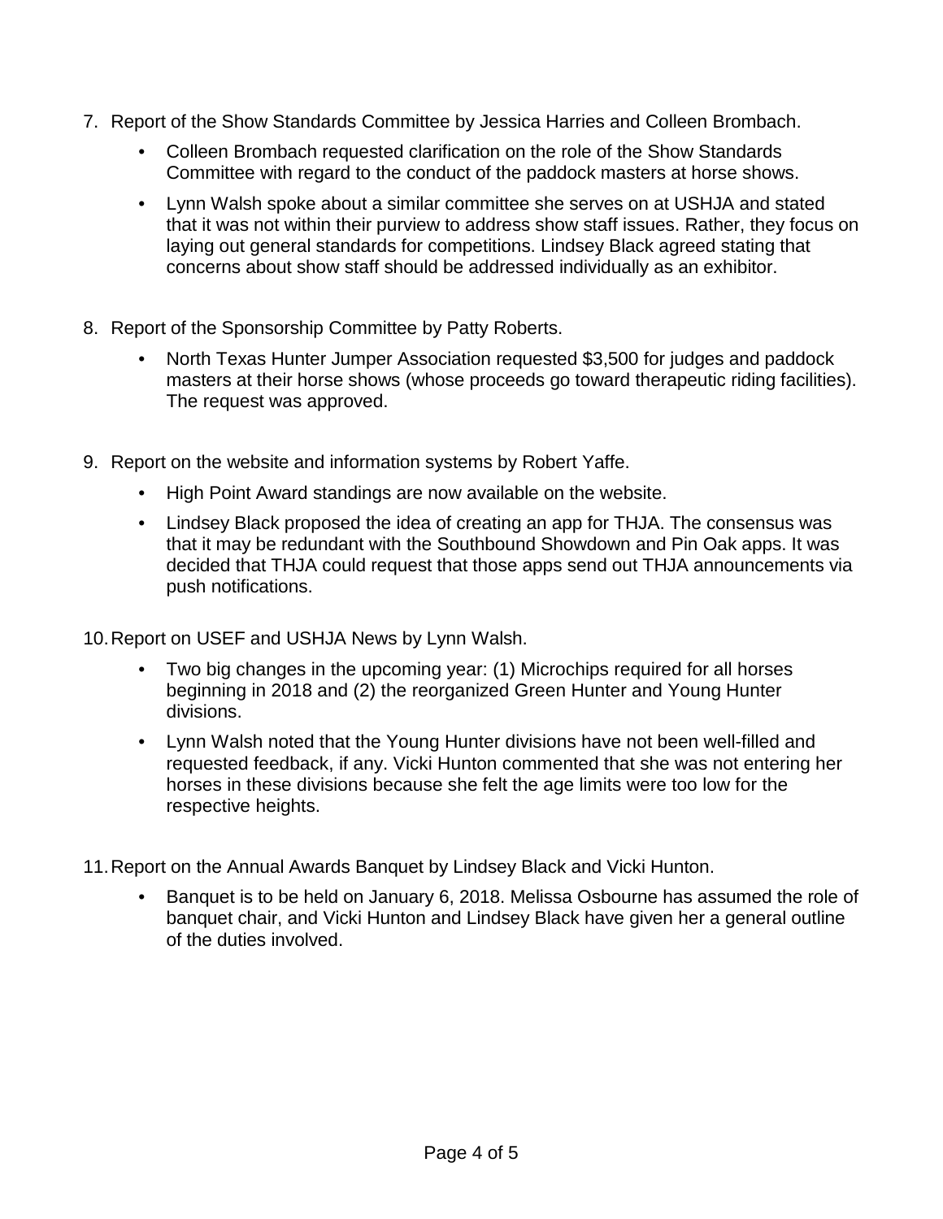7. Report of the Show Standards Committee by Jessica Harries and Colleen Brombach.
    - Colleen Brombach requested clarification on the role of the Show Standards Committee with regard to the conduct of the paddock masters at horse shows.
    - Lynn Walsh spoke about a similar committee she serves on at USHJA and stated that it was not within their purview to address show staff issues. Rather, they focus on laying out general standards for competitions. Lindsey Black agreed stating that concerns about show staff should be addressed individually as an exhibitor.

8. Report of the Sponsorship Committee by Patty Roberts.
    - North Texas Hunter Jumper Association requested $3,500 for judges and paddock masters at their horse shows (whose proceeds go toward therapeutic riding facilities). The request was approved.

9. Report on the website and information systems by Robert Yaffe.
    - High Point Award standings are now available on the website.
    - Lindsey Black proposed the idea of creating an app for THJA. The consensus was that it may be redundant with the Southbound Showdown and Pin Oak apps. It was decided that THJA could request that those apps send out THJA announcements via push notifications.

10. Report on USEF and USHJA News by Lynn Walsh.
    - Two big changes in the upcoming year: (1) Microchips required for all horses beginning in 2018 and (2) the reorganized Green Hunter and Young Hunter divisions.
    - Lynn Walsh noted that the Young Hunter divisions have not been well-filled and requested feedback, if any. Vicki Hunton commented that she was not entering her horses in these divisions because she felt the age limits were too low for the respective heights.

11. Report on the Annual Awards Banquet by Lindsey Black and Vicki Hunton.
    - Banquet is to be held on January 6, 2018. Melissa Osbourne has assumed the role of banquet chair, and Vicki Hunton and Lindsey Black have given her a general outline of the duties involved.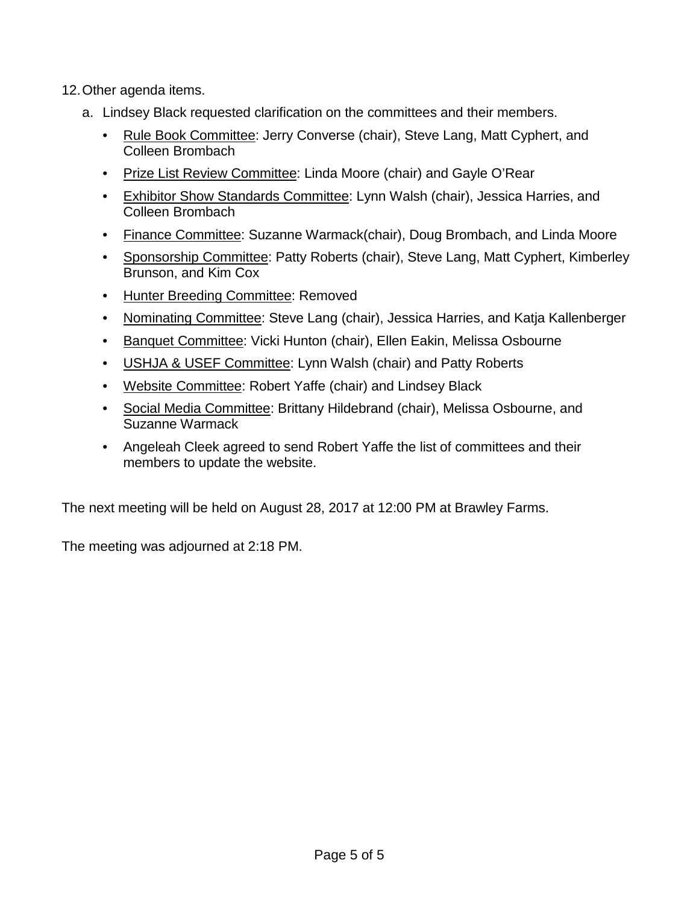12. Other agenda items.

    a. Lindsey Black requested clarification on the committees and their members.

        - <u>Rule Book Committee</u>: Jerry Converse (chair), Steve Lang, Matt Cyphert, and Colleen Brombach
        - <u>Prize List Review Committee</u>: Linda Moore (chair) and Gayle O'Rear
        - <u>Exhibitor Show Standards Committee</u>: Lynn Walsh (chair), Jessica Harries, and Colleen Brombach
        - <u>Finance Committee</u>: Suzanne Warmack(chair), Doug Brombach, and Linda Moore
        - <u>Sponsorship Committee</u>: Patty Roberts (chair), Steve Lang, Matt Cyphert, Kimberley Brunson, and Kim Cox
        - <u>Hunter Breeding Committee</u>: Removed
        - <u>Nominating Committee</u>: Steve Lang (chair), Jessica Harries, and Katja Kallenberger
        - <u>Banquet Committee</u>: Vicki Hunton (chair), Ellen Eakin, Melissa Osbourne
        - <u>USHJA & USEF Committee</u>: Lynn Walsh (chair) and Patty Roberts
        - <u>Website Committee</u>: Robert Yaffe (chair) and Lindsey Black
        - <u>Social Media Committee</u>: Brittany Hildebrand (chair), Melissa Osbourne, and Suzanne Warmack
        - Angeleah Cleek agreed to send Robert Yaffe the list of committees and their members to update the website.

The next meeting will be held on August 28, 2017 at 12:00 PM at Brawley Farms.

The meeting was adjourned at 2:18 PM.